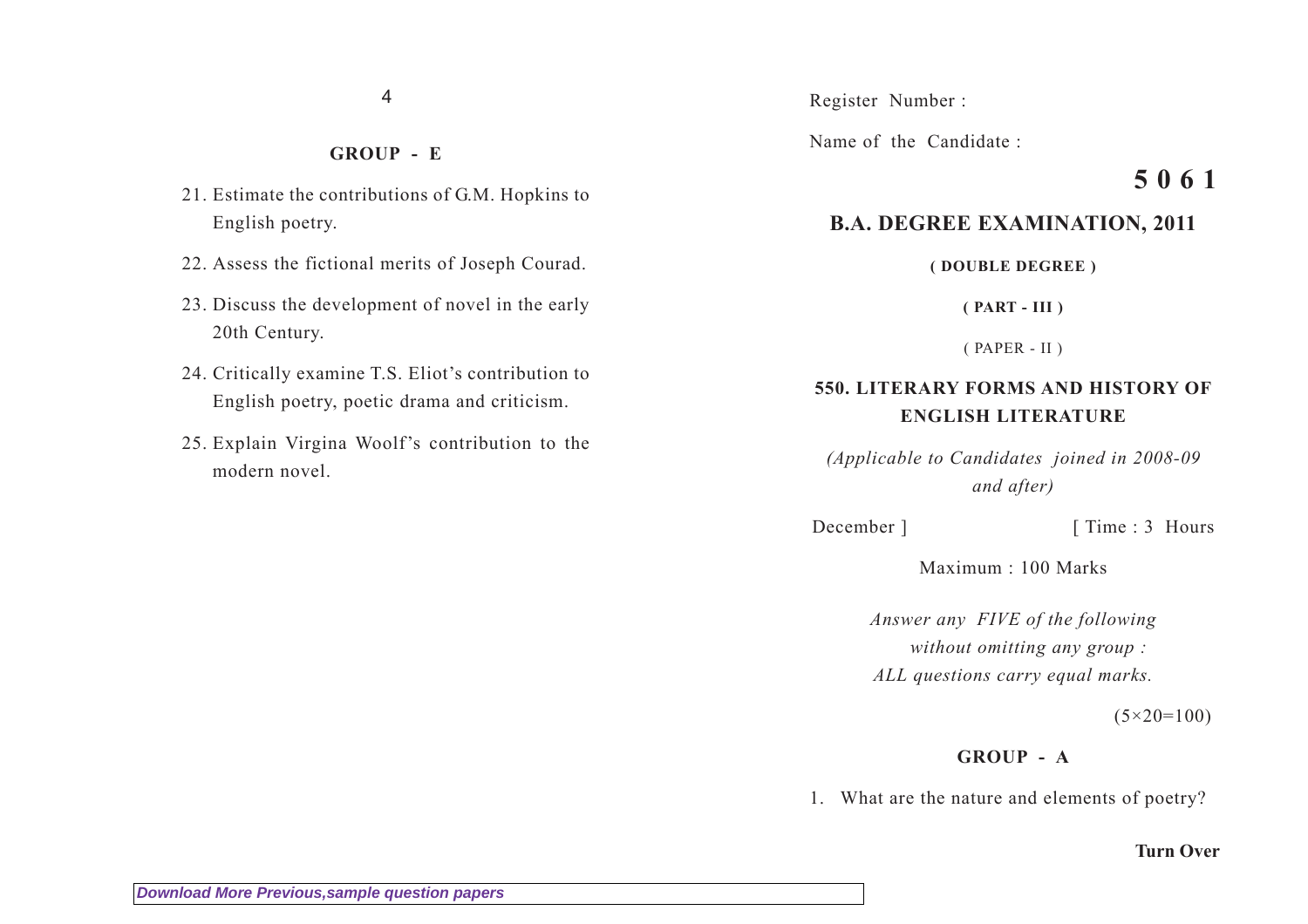Register Number :

Name of the Candidate :

**5 0 6 1**

# B.A. DEGREE EXAMINATION, 2011

**( DOUBLE DEGREE )**

**( PART - III )**

( PAPER - II )

## 550. LITERARY FORMS AND HISTORY OF ENGLISH LITERATURE

*(Applicable to Candidates joined in 2008-09 and after)*

December ] [ Time : 3 Hours

Maximum : 100 Marks

*Answer any FIVE of the following without omitting any group :*
*ALL questions carry equal marks.*

(5×20=100)

### GROUP - A

1. What are the nature and elements of poetry?

**Turn Over**

### GROUP - E

21. Estimate the contributions of G.M. Hopkins to English poetry.

22. Assess the fictional merits of Joseph Courad.

23. Discuss the development of novel in the early 20th Century.

24. Critically examine T.S. Eliot's contribution to English poetry, poetic drama and criticism.

25. Explain Virgina Woolf's contribution to the modern novel.

*Download More Previous,sample question papers*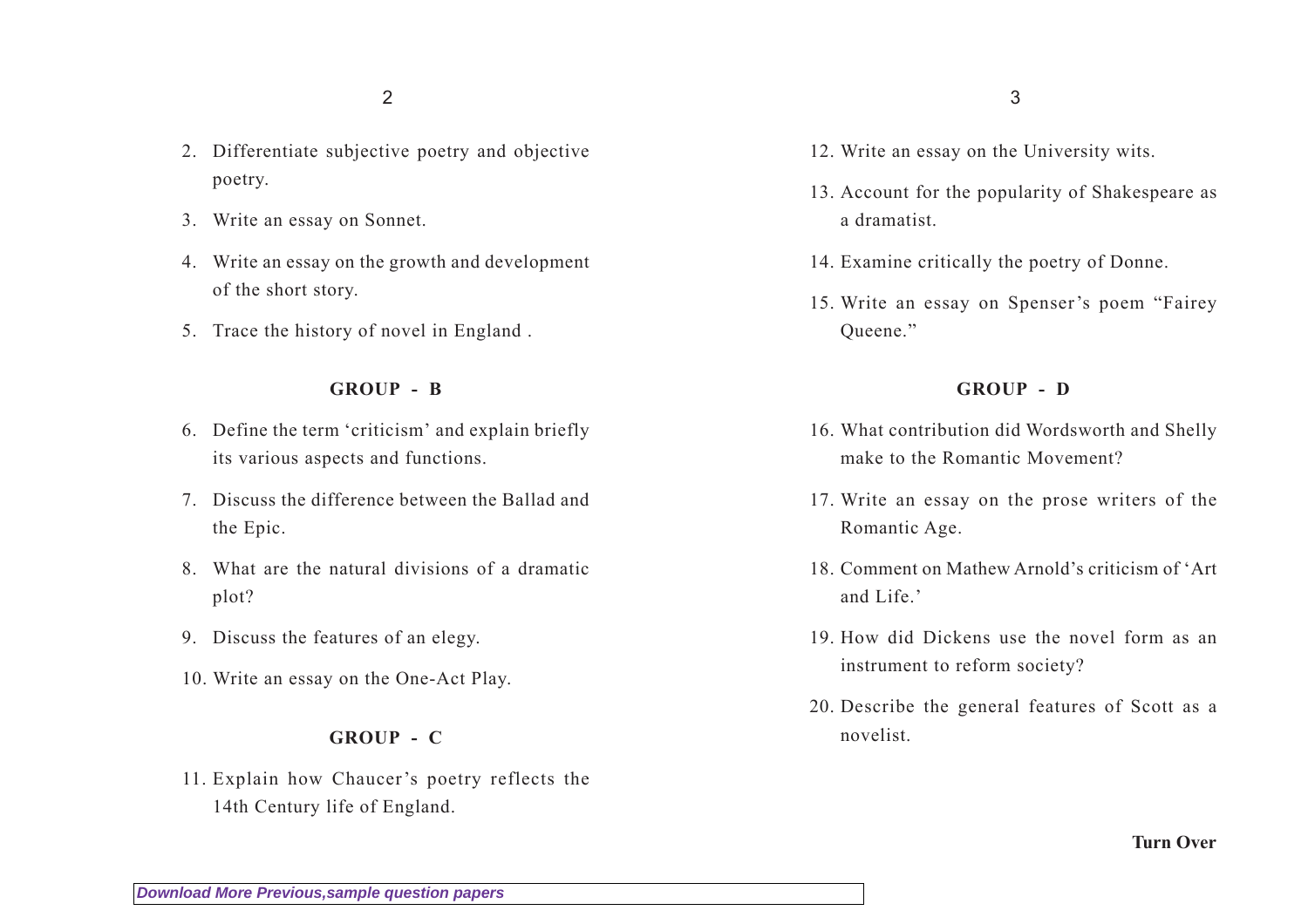2. Differentiate subjective poetry and objective poetry.

3. Write an essay on Sonnet.

4. Write an essay on the growth and development of the short story.

5. Trace the history of novel in England .

**GROUP - B**

6. Define the term 'criticism' and explain briefly its various aspects and functions.

7. Discuss the difference between the Ballad and the Epic.

8. What are the natural divisions of a dramatic plot?

9. Discuss the features of an elegy.

10. Write an essay on the One-Act Play.

**GROUP - C**

11. Explain how Chaucer's poetry reflects the 14th Century life of England.

12. Write an essay on the University wits.

13. Account for the popularity of Shakespeare as a dramatist.

14. Examine critically the poetry of Donne.

15. Write an essay on Spenser's poem "Fairey Queene."

**GROUP - D**

16. What contribution did Wordsworth and Shelly make to the Romantic Movement?

17. Write an essay on the prose writers of the Romantic Age.

18. Comment on Mathew Arnold's criticism of 'Art and Life.'

19. How did Dickens use the novel form as an instrument to reform society?

20. Describe the general features of Scott as a novelist.

**Turn Over**